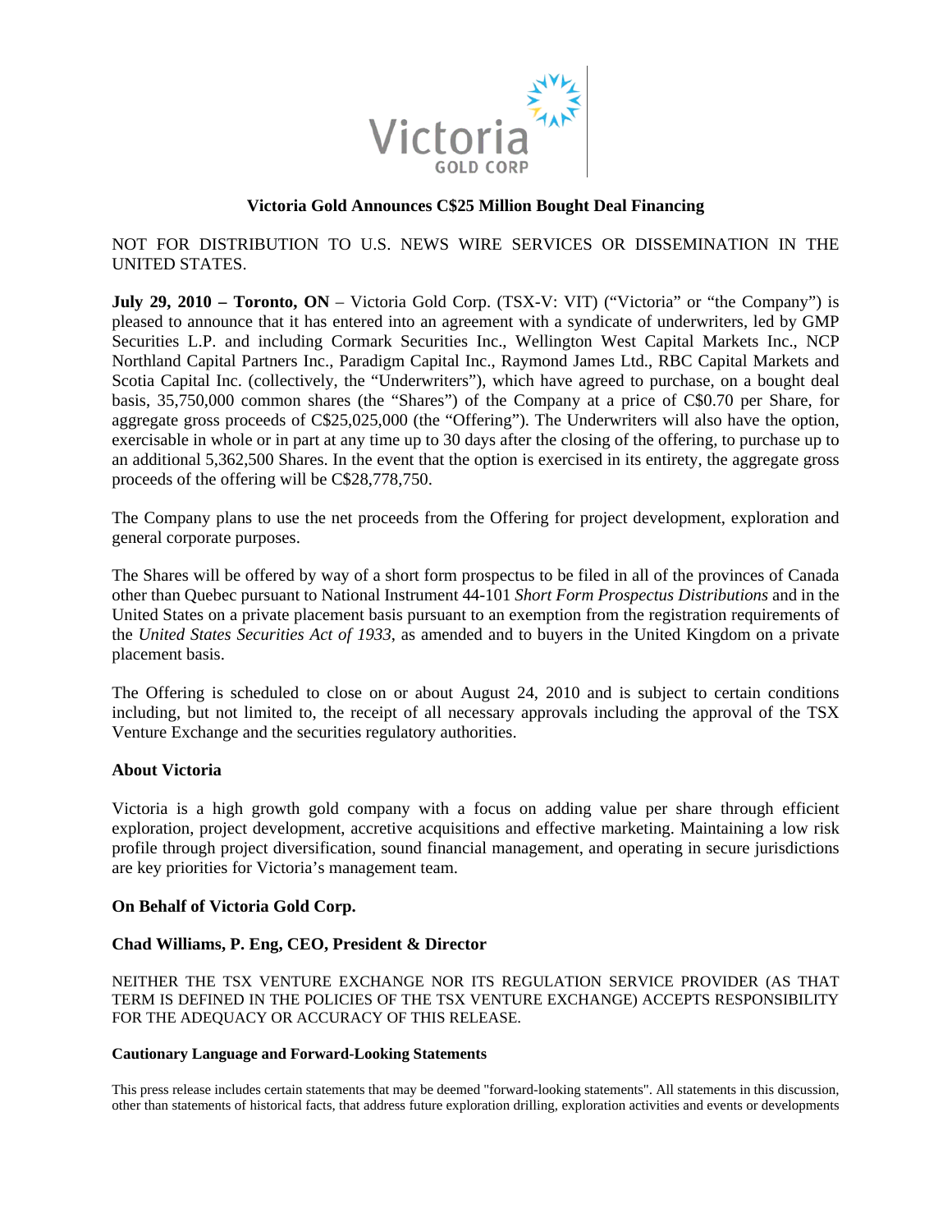# Victoria Gold Announces C$25 Million Bought Deal Financing

NOT FOR DISTRIBUTION TO U.S. NEWS WIRE SERVICES OR DISSEMINATION IN THE UNITED STATES.

**July 29, 2010 – Toronto, ON** – Victoria Gold Corp. (TSX-V: VIT) ("Victoria" or "the Company") is pleased to announce that it has entered into an agreement with a syndicate of underwriters, led by GMP Securities L.P. and including Cormark Securities Inc., Wellington West Capital Markets Inc., NCP Northland Capital Partners Inc., Paradigm Capital Inc., Raymond James Ltd., RBC Capital Markets and Scotia Capital Inc. (collectively, the "Underwriters"), which have agreed to purchase, on a bought deal basis, 35,750,000 common shares (the "Shares") of the Company at a price of C$0.70 per Share, for aggregate gross proceeds of C$25,025,000 (the "Offering"). The Underwriters will also have the option, exercisable in whole or in part at any time up to 30 days after the closing of the offering, to purchase up to an additional 5,362,500 Shares. In the event that the option is exercised in its entirety, the aggregate gross proceeds of the offering will be C$28,778,750.

The Company plans to use the net proceeds from the Offering for project development, exploration and general corporate purposes.

The Shares will be offered by way of a short form prospectus to be filed in all of the provinces of Canada other than Quebec pursuant to National Instrument 44-101 *Short Form Prospectus Distributions* and in the United States on a private placement basis pursuant to an exemption from the registration requirements of the *United States Securities Act of 1933*, as amended and to buyers in the United Kingdom on a private placement basis.

The Offering is scheduled to close on or about August 24, 2010 and is subject to certain conditions including, but not limited to, the receipt of all necessary approvals including the approval of the TSX Venture Exchange and the securities regulatory authorities.

### About Victoria

Victoria is a high growth gold company with a focus on adding value per share through efficient exploration, project development, accretive acquisitions and effective marketing. Maintaining a low risk profile through project diversification, sound financial management, and operating in secure jurisdictions are key priorities for Victoria's management team.

**On Behalf of Victoria Gold Corp.**

**Chad Williams, P. Eng, CEO, President & Director**

NEITHER THE TSX VENTURE EXCHANGE NOR ITS REGULATION SERVICE PROVIDER (AS THAT TERM IS DEFINED IN THE POLICIES OF THE TSX VENTURE EXCHANGE) ACCEPTS RESPONSIBILITY FOR THE ADEQUACY OR ACCURACY OF THIS RELEASE.

#### Cautionary Language and Forward-Looking Statements

This press release includes certain statements that may be deemed "forward-looking statements". All statements in this discussion, other than statements of historical facts, that address future exploration drilling, exploration activities and events or developments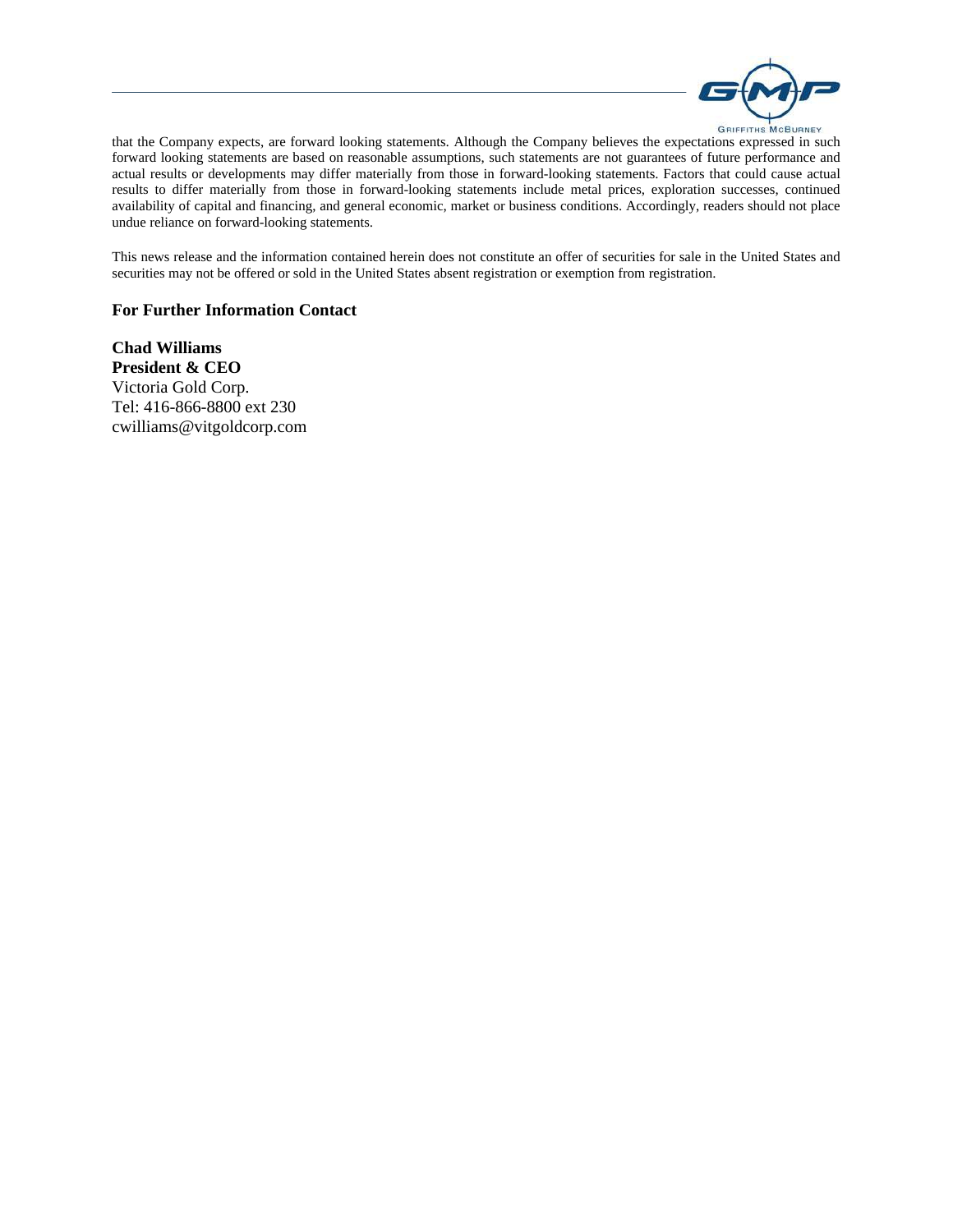that the Company expects, are forward looking statements. Although the Company believes the expectations expressed in such forward looking statements are based on reasonable assumptions, such statements are not guarantees of future performance and actual results or developments may differ materially from those in forward-looking statements. Factors that could cause actual results to differ materially from those in forward-looking statements include metal prices, exploration successes, continued availability of capital and financing, and general economic, market or business conditions. Accordingly, readers should not place undue reliance on forward-looking statements.

This news release and the information contained herein does not constitute an offer of securities for sale in the United States and securities may not be offered or sold in the United States absent registration or exemption from registration.

**For Further Information Contact**

**Chad Williams**
**President & CEO**
Victoria Gold Corp.
Tel: 416-866-8800 ext 230
cwilliams@vitgoldcorp.com